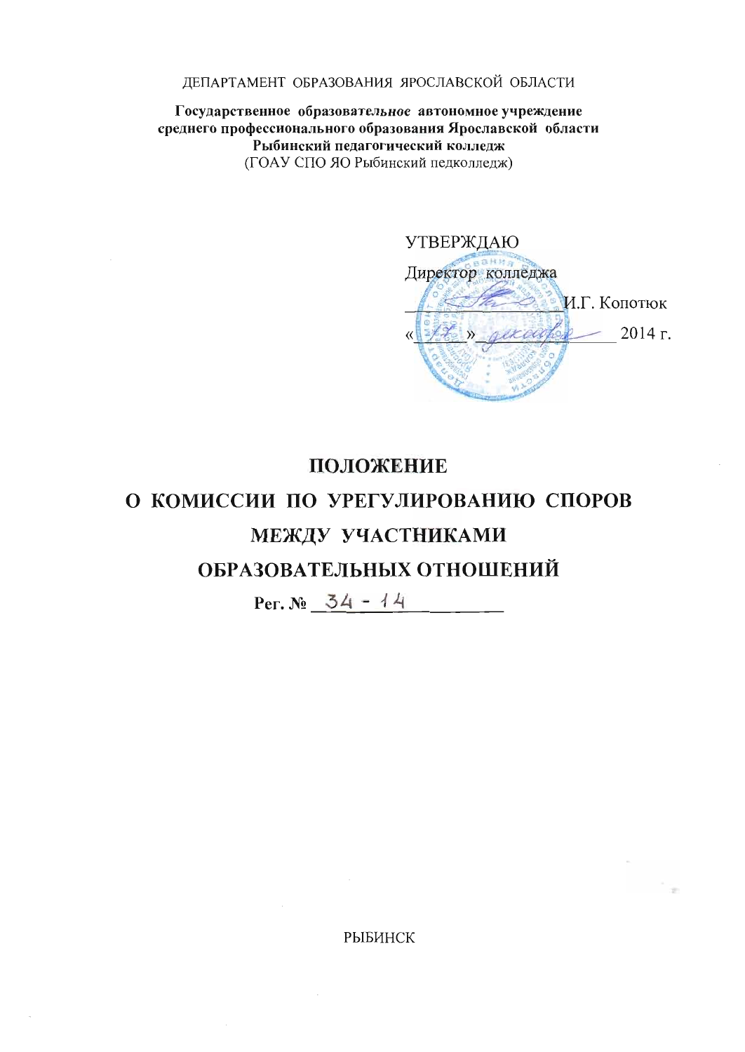ДЕПАРТАМЕНТ ОБРАЗОВАНИЯ ЯРОСЛАВСКОЙ ОБЛАСТИ

**Государственное образовательное автономное учреждение среднего профессионального образования Ярославской области Рыбинский педагогический колледж**
(ГОАУ СПО ЯО Рыбинский педколледж)

УТВЕРЖДАЮ
Директор колледжа
_______________ И.Г. Копотюк
« 17 » декабря 2014 г.

# ПОЛОЖЕНИЕ
# О КОМИССИИ ПО УРЕГУЛИРОВАНИЮ СПОРОВ МЕЖДУ УЧАСТНИКАМИ ОБРАЗОВАТЕЛЬНЫХ ОТНОШЕНИЙ

**Рег. №** 34 - 14

РЫБИНСК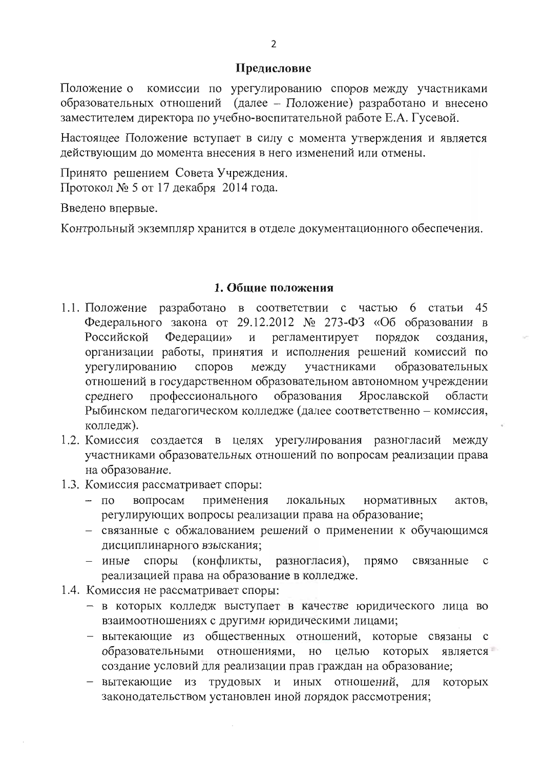## Предисловие

Положение о комиссии по урегулированию споров между участниками образовательных отношений (далее – Положение) разработано и внесено заместителем директора по учебно-воспитательной работе Е.А. Гусевой.

Настоящее Положение вступает в силу с момента утверждения и является действующим до момента внесения в него изменений или отмены.

Принято решением Совета Учреждения.
Протокол № 5 от 17 декабря 2014 года.

Введено впервые.

Контрольный экземпляр хранится в отделе документационного обеспечения.

## 1. Общие положения

1.1. Положение разработано в соответствии с частью 6 статьи 45 Федерального закона от 29.12.2012 № 273-ФЗ «Об образовании в Российской Федерации» и регламентирует порядок создания, организации работы, принятия и исполнения решений комиссий по урегулированию споров между участниками образовательных отношений в государственном образовательном автономном учреждении среднего профессионального образования Ярославской области Рыбинском педагогическом колледже (далее соответственно – комиссия, колледж).

1.2. Комиссия создается в целях урегулирования разногласий между участниками образовательных отношений по вопросам реализации права на образование.

1.3. Комиссия рассматривает споры:
- по вопросам применения локальных нормативных актов, регулирующих вопросы реализации права на образование;
- связанные с обжалованием решений о применении к обучающимся дисциплинарного взыскания;
- иные споры (конфликты, разногласия), прямо связанные с реализацией права на образование в колледже.

1.4. Комиссия не рассматривает споры:
- в которых колледж выступает в качестве юридического лица во взаимоотношениях с другими юридическими лицами;
- вытекающие из общественных отношений, которые связаны с образовательными отношениями, но целью которых является создание условий для реализации прав граждан на образование;
- вытекающие из трудовых и иных отношений, для которых законодательством установлен иной порядок рассмотрения;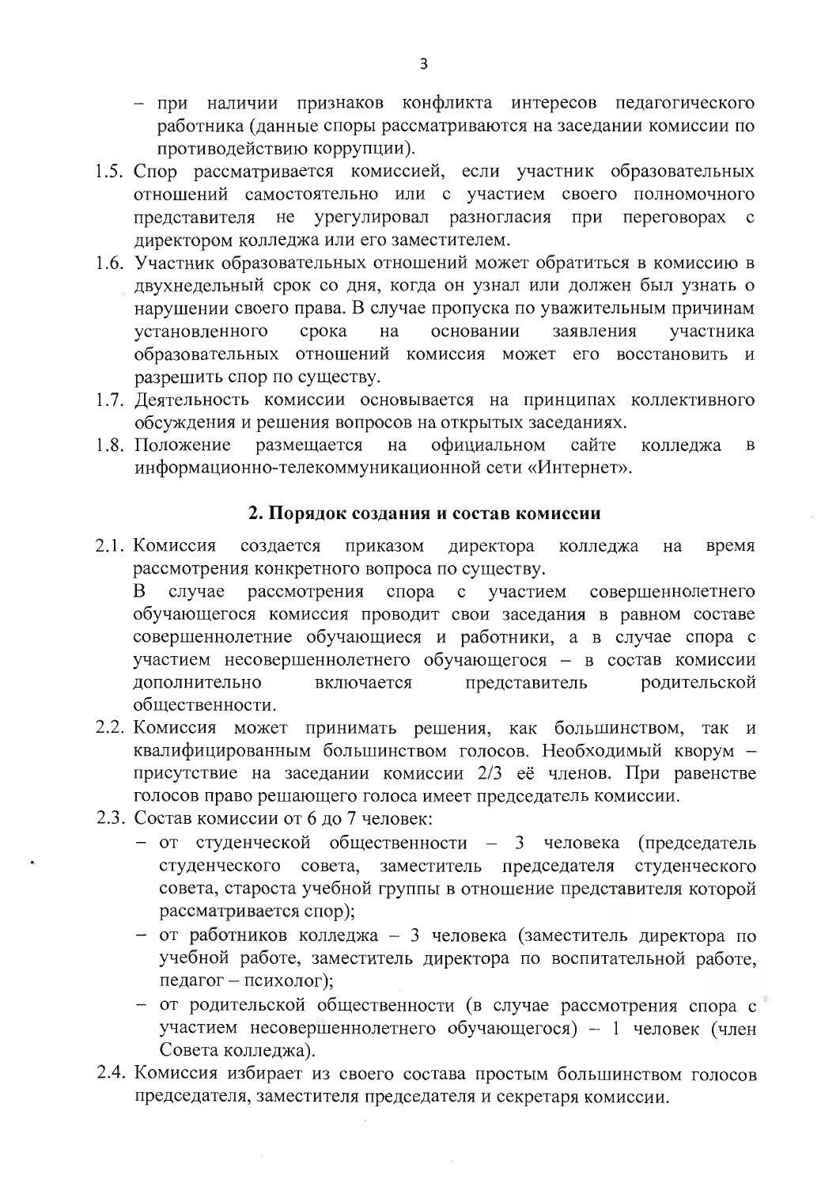- при наличии признаков конфликта интересов педагогического работника (данные споры рассматриваются на заседании комиссии по противодействию коррупции).

1.5. Спор рассматривается комиссией, если участник образовательных отношений самостоятельно или с участием своего полномочного представителя не урегулировал разногласия при переговорах с директором колледжа или его заместителем.

1.6. Участник образовательных отношений может обратиться в комиссию в двухнедельный срок со дня, когда он узнал или должен был узнать о нарушении своего права. В случае пропуска по уважительным причинам установленного срока на основании заявления участника образовательных отношений комиссия может его восстановить и разрешить спор по существу.

1.7. Деятельность комиссии основывается на принципах коллективного обсуждения и решения вопросов на открытых заседаниях.

1.8. Положение размещается на официальном сайте колледжа в информационно-телекоммуникационной сети «Интернет».

## 2. Порядок создания и состав комиссии

2.1. Комиссия создается приказом директора колледжа на время рассмотрения конкретного вопроса по существу.

В случае рассмотрения спора с участием совершеннолетнего обучающегося комиссия проводит свои заседания в равном составе совершеннолетние обучающиеся и работники, а в случае спора с участием несовершеннолетнего обучающегося – в состав комиссии дополнительно включается представитель родительской общественности.

2.2. Комиссия может принимать решения, как большинством, так и квалифицированным большинством голосов. Необходимый кворум – присутствие на заседании комиссии 2/3 её членов. При равенстве голосов право решающего голоса имеет председатель комиссии.

2.3. Состав комиссии от 6 до 7 человек:

- от студенческой общественности – 3 человека (председатель студенческого совета, заместитель председателя студенческого совета, староста учебной группы в отношение представителя которой рассматривается спор);
- от работников колледжа – 3 человека (заместитель директора по учебной работе, заместитель директора по воспитательной работе, педагог – психолог);
- от родительской общественности (в случае рассмотрения спора с участием несовершеннолетнего обучающегося) – 1 человек (член Совета колледжа).

2.4. Комиссия избирает из своего состава простым большинством голосов председателя, заместителя председателя и секретаря комиссии.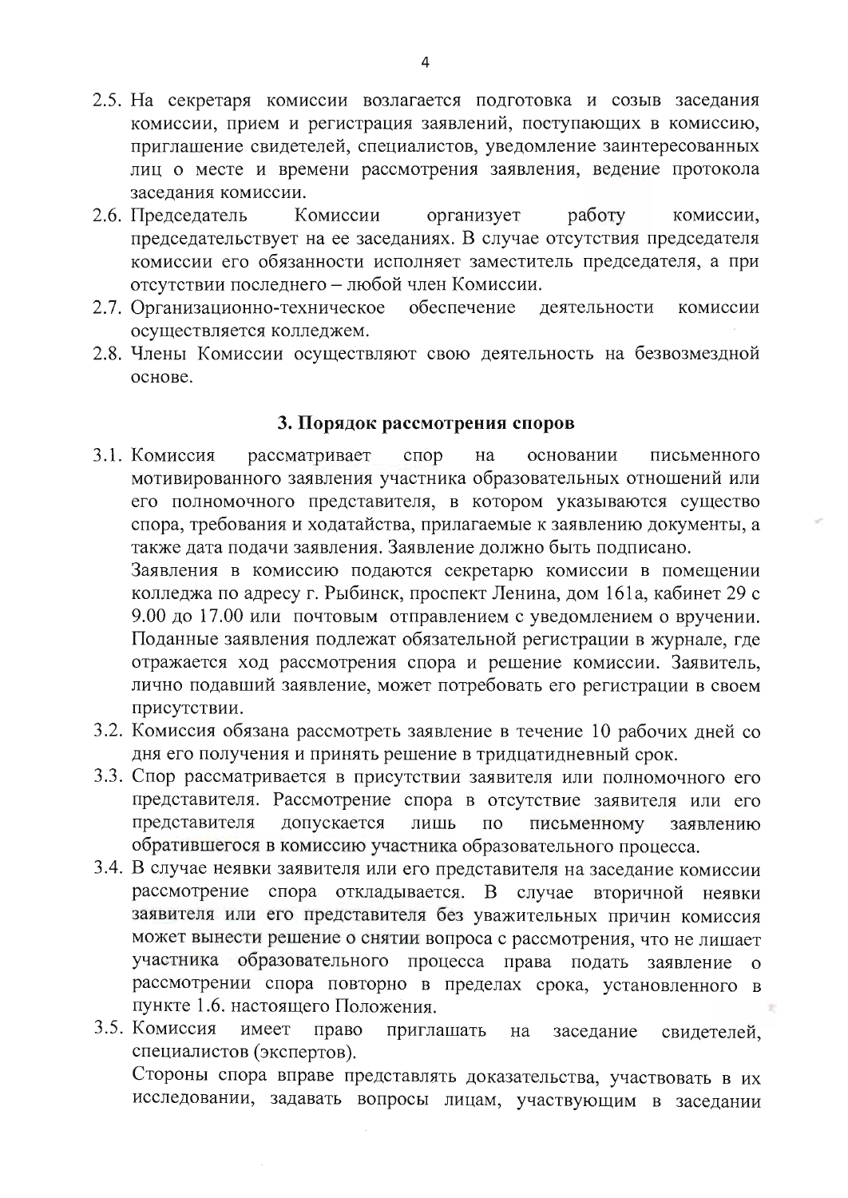2.5. На секретаря комиссии возлагается подготовка и созыв заседания комиссии, прием и регистрация заявлений, поступающих в комиссию, приглашение свидетелей, специалистов, уведомление заинтересованных лиц о месте и времени рассмотрения заявления, ведение протокола заседания комиссии.

2.6. Председатель Комиссии организует работу комиссии, председательствует на ее заседаниях. В случае отсутствия председателя комиссии его обязанности исполняет заместитель председателя, а при отсутствии последнего – любой член Комиссии.

2.7. Организационно-техническое обеспечение деятельности комиссии осуществляется колледжем.

2.8. Члены Комиссии осуществляют свою деятельность на безвозмездной основе.

## 3. Порядок рассмотрения споров

3.1. Комиссия рассматривает спор на основании письменного мотивированного заявления участника образовательных отношений или его полномочного представителя, в котором указываются существо спора, требования и ходатайства, прилагаемые к заявлению документы, а также дата подачи заявления. Заявление должно быть подписано.

Заявления в комиссию подаются секретарю комиссии в помещении колледжа по адресу г. Рыбинск, проспект Ленина, дом 161а, кабинет 29 с 9.00 до 17.00 или почтовым отправлением с уведомлением о вручении. Поданные заявления подлежат обязательной регистрации в журнале, где отражается ход рассмотрения спора и решение комиссии. Заявитель, лично подавший заявление, может потребовать его регистрации в своем присутствии.

3.2. Комиссия обязана рассмотреть заявление в течение 10 рабочих дней со дня его получения и принять решение в тридцатидневный срок.

3.3. Спор рассматривается в присутствии заявителя или полномочного его представителя. Рассмотрение спора в отсутствие заявителя или его представителя допускается лишь по письменному заявлению обратившегося в комиссию участника образовательного процесса.

3.4. В случае неявки заявителя или его представителя на заседание комиссии рассмотрение спора откладывается. В случае вторичной неявки заявителя или его представителя без уважительных причин комиссия может вынести решение о снятии вопроса с рассмотрения, что не лишает участника образовательного процесса права подать заявление о рассмотрении спора повторно в пределах срока, установленного в пункте 1.6. настоящего Положения.

3.5. Комиссия имеет право приглашать на заседание свидетелей, специалистов (экспертов).

Стороны спора вправе представлять доказательства, участвовать в их исследовании, задавать вопросы лицам, участвующим в заседании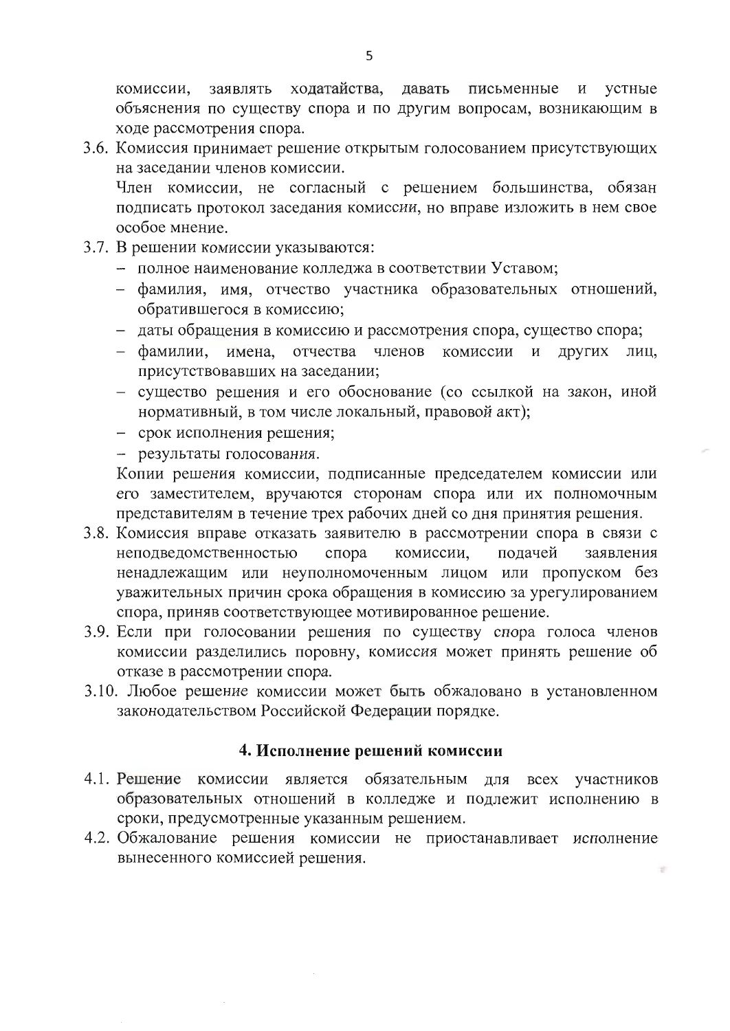комиссии, заявлять ходатайства, давать письменные и устные объяснения по существу спора и по другим вопросам, возникающим в ходе рассмотрения спора.

3.6. Комиссия принимает решение открытым голосованием присутствующих на заседании членов комиссии.

Член комиссии, не согласный с решением большинства, обязан подписать протокол заседания комиссии, но вправе изложить в нем свое особое мнение.

3.7. В решении комиссии указываются:

- полное наименование колледжа в соответствии Уставом;
- фамилия, имя, отчество участника образовательных отношений, обратившегося в комиссию;
- даты обращения в комиссию и рассмотрения спора, существо спора;
- фамилии, имена, отчества членов комиссии и других лиц, присутствовавших на заседании;
- существо решения и его обоснование (со ссылкой на закон, иной нормативный, в том числе локальный, правовой акт);
- срок исполнения решения;
- результаты голосования.

Копии решения комиссии, подписанные председателем комиссии или его заместителем, вручаются сторонам спора или их полномочным представителям в течение трех рабочих дней со дня принятия решения.

3.8. Комиссия вправе отказать заявителю в рассмотрении спора в связи с неподведомственностью спора комиссии, подачей заявления ненадлежащим или неуполномоченным лицом или пропуском без уважительных причин срока обращения в комиссию за урегулированием спора, приняв соответствующее мотивированное решение.

3.9. Если при голосовании решения по существу спора голоса членов комиссии разделились поровну, комиссия может принять решение об отказе в рассмотрении спора.

3.10. Любое решение комиссии может быть обжаловано в установленном законодательством Российской Федерации порядке.

## 4. Исполнение решений комиссии

4.1. Решение комиссии является обязательным для всех участников образовательных отношений в колледже и подлежит исполнению в сроки, предусмотренные указанным решением.

4.2. Обжалование решения комиссии не приостанавливает исполнение вынесенного комиссией решения.